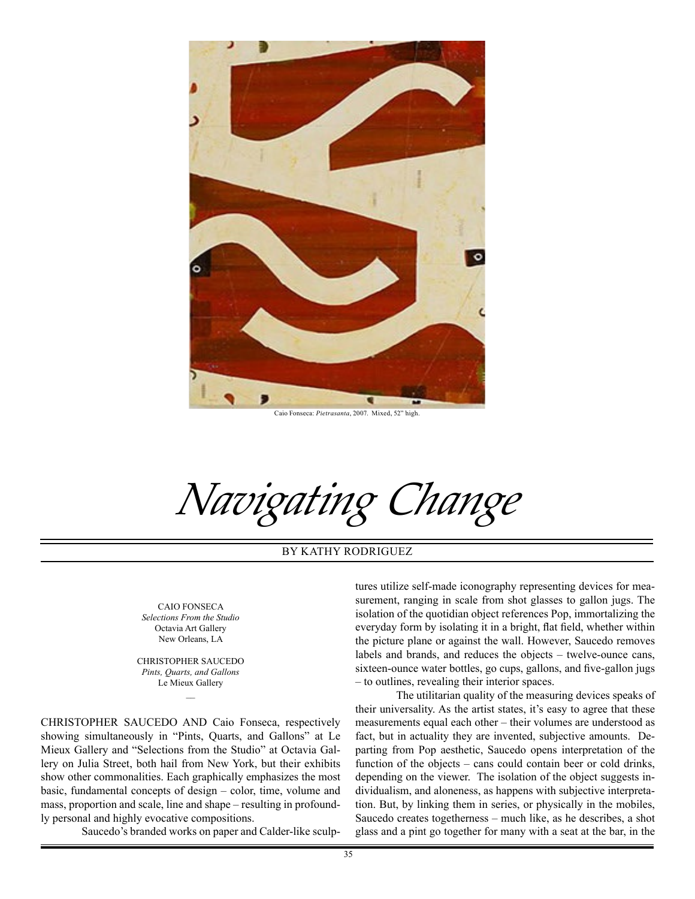Caio Fonseca: *Pietrasanta*, 2007. Mixed, 52" high.

# *Navigating Change*

BY KATHY RODRIGUEZ

CAIO FONSECA
*Selections From the Studio*
Octavia Art Gallery
New Orleans, LA

CHRISTOPHER SAUCEDO
*Pints, Quarts, and Gallons*
Le Mieux Gallery

—

CHRISTOPHER SAUCEDO AND Caio Fonseca, respectively showing simultaneously in "Pints, Quarts, and Gallons" at Le Mieux Gallery and "Selections from the Studio" at Octavia Gallery on Julia Street, both hail from New York, but their exhibits show other commonalities. Each graphically emphasizes the most basic, fundamental concepts of design – color, time, volume and mass, proportion and scale, line and shape – resulting in profoundly personal and highly evocative compositions.

Saucedo's branded works on paper and Calder-like sculptures utilize self-made iconography representing devices for measurement, ranging in scale from shot glasses to gallon jugs. The isolation of the quotidian object references Pop, immortalizing the everyday form by isolating it in a bright, flat field, whether within the picture plane or against the wall. However, Saucedo removes labels and brands, and reduces the objects – twelve-ounce cans, sixteen-ounce water bottles, go cups, gallons, and five-gallon jugs – to outlines, revealing their interior spaces.

The utilitarian quality of the measuring devices speaks of their universality. As the artist states, it's easy to agree that these measurements equal each other – their volumes are understood as fact, but in actuality they are invented, subjective amounts. Departing from Pop aesthetic, Saucedo opens interpretation of the function of the objects – cans could contain beer or cold drinks, depending on the viewer. The isolation of the object suggests individualism, and aloneness, as happens with subjective interpretation. But, by linking them in series, or physically in the mobiles, Saucedo creates togetherness – much like, as he describes, a shot glass and a pint go together for many with a seat at the bar, in the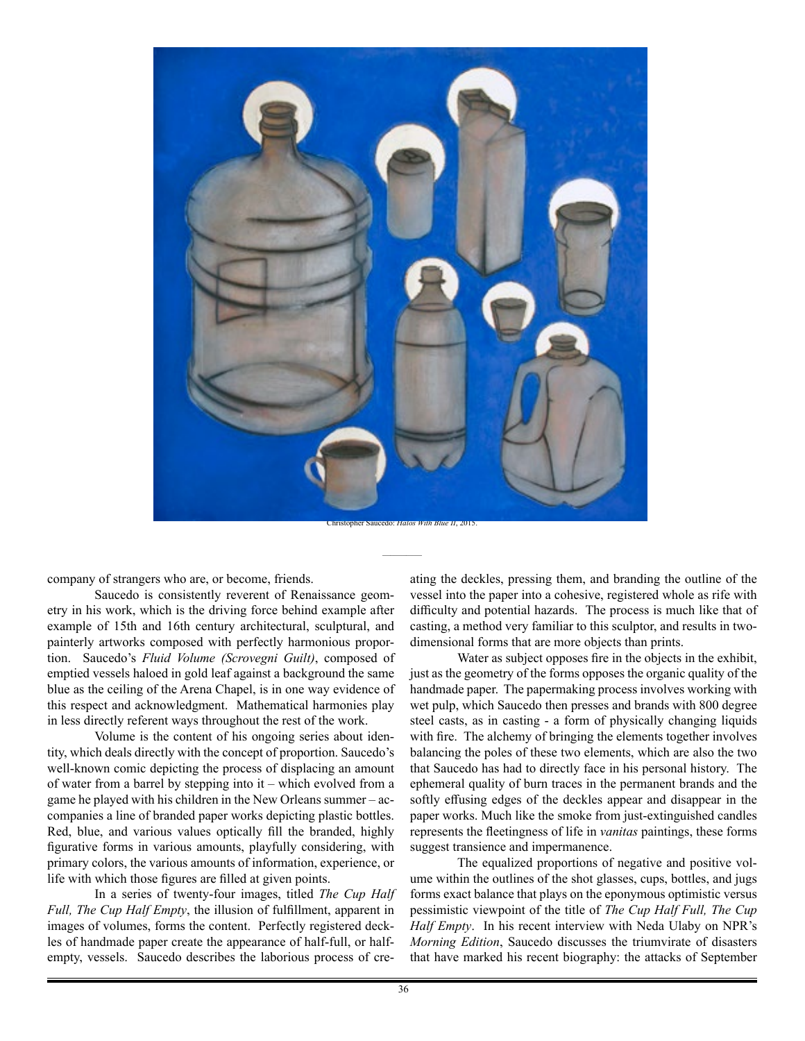Christopher Saucedo: *Halos With Blue II*, 2015.

company of strangers who are, or become, friends.

Saucedo is consistently reverent of Renaissance geometry in his work, which is the driving force behind example after example of 15th and 16th century architectural, sculptural, and painterly artworks composed with perfectly harmonious proportion. Saucedo's *Fluid Volume (Scrovegni Guilt)*, composed of emptied vessels haloed in gold leaf against a background the same blue as the ceiling of the Arena Chapel, is in one way evidence of this respect and acknowledgment. Mathematical harmonies play in less directly referent ways throughout the rest of the work.

Volume is the content of his ongoing series about identity, which deals directly with the concept of proportion. Saucedo's well-known comic depicting the process of displacing an amount of water from a barrel by stepping into it – which evolved from a game he played with his children in the New Orleans summer – accompanies a line of branded paper works depicting plastic bottles. Red, blue, and various values optically fill the branded, highly figurative forms in various amounts, playfully considering, with primary colors, the various amounts of information, experience, or life with which those figures are filled at given points.

In a series of twenty-four images, titled *The Cup Half Full, The Cup Half Empty*, the illusion of fulfillment, apparent in images of volumes, forms the content. Perfectly registered deckles of handmade paper create the appearance of half-full, or half-empty, vessels. Saucedo describes the laborious process of creating the deckles, pressing them, and branding the outline of the vessel into the paper into a cohesive, registered whole as rife with difficulty and potential hazards. The process is much like that of casting, a method very familiar to this sculptor, and results in two-dimensional forms that are more objects than prints.

Water as subject opposes fire in the objects in the exhibit, just as the geometry of the forms opposes the organic quality of the handmade paper. The papermaking process involves working with wet pulp, which Saucedo then presses and brands with 800 degree steel casts, as in casting - a form of physically changing liquids with fire. The alchemy of bringing the elements together involves balancing the poles of these two elements, which are also the two that Saucedo has had to directly face in his personal history. The ephemeral quality of burn traces in the permanent brands and the softly effusing edges of the deckles appear and disappear in the paper works. Much like the smoke from just-extinguished candles represents the fleetingness of life in *vanitas* paintings, these forms suggest transience and impermanence.

The equalized proportions of negative and positive volume within the outlines of the shot glasses, cups, bottles, and jugs forms exact balance that plays on the eponymous optimistic versus pessimistic viewpoint of the title of *The Cup Half Full, The Cup Half Empty*. In his recent interview with Neda Ulaby on NPR's *Morning Edition*, Saucedo discusses the triumvirate of disasters that have marked his recent biography: the attacks of September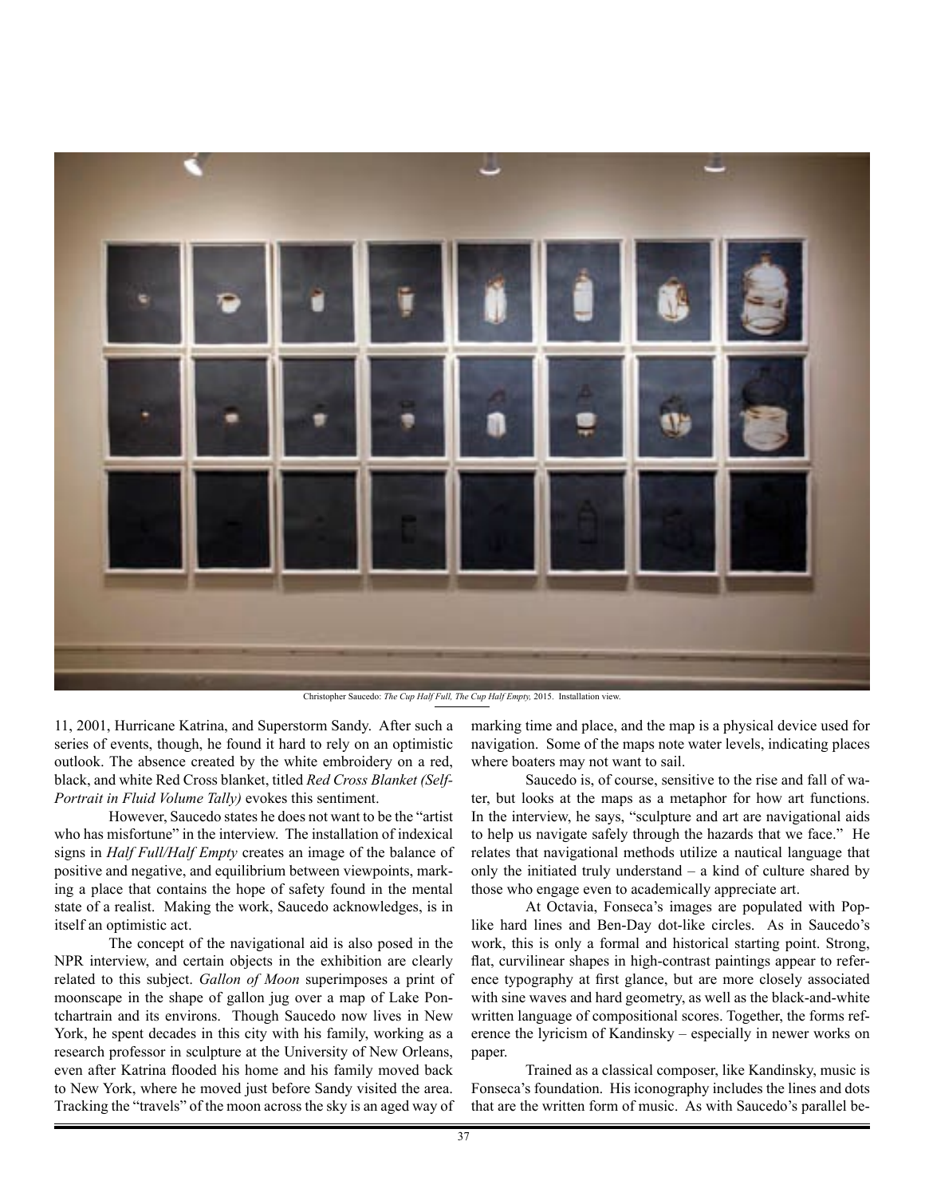Christopher Saucedo: *The Cup Half Full, The Cup Half Empty,* 2015. Installation view.

11, 2001, Hurricane Katrina, and Superstorm Sandy. After such a series of events, though, he found it hard to rely on an optimistic outlook. The absence created by the white embroidery on a red, black, and white Red Cross blanket, titled *Red Cross Blanket (Self-Portrait in Fluid Volume Tally)* evokes this sentiment.

However, Saucedo states he does not want to be the "artist who has misfortune" in the interview. The installation of indexical signs in *Half Full/Half Empty* creates an image of the balance of positive and negative, and equilibrium between viewpoints, marking a place that contains the hope of safety found in the mental state of a realist. Making the work, Saucedo acknowledges, is in itself an optimistic act.

The concept of the navigational aid is also posed in the NPR interview, and certain objects in the exhibition are clearly related to this subject. *Gallon of Moon* superimposes a print of moonscape in the shape of gallon jug over a map of Lake Pontchartrain and its environs. Though Saucedo now lives in New York, he spent decades in this city with his family, working as a research professor in sculpture at the University of New Orleans, even after Katrina flooded his home and his family moved back to New York, where he moved just before Sandy visited the area. Tracking the "travels" of the moon across the sky is an aged way of marking time and place, and the map is a physical device used for navigation. Some of the maps note water levels, indicating places where boaters may not want to sail.

Saucedo is, of course, sensitive to the rise and fall of water, but looks at the maps as a metaphor for how art functions. In the interview, he says, "sculpture and art are navigational aids to help us navigate safely through the hazards that we face." He relates that navigational methods utilize a nautical language that only the initiated truly understand – a kind of culture shared by those who engage even to academically appreciate art.

At Octavia, Fonseca's images are populated with Pop-like hard lines and Ben-Day dot-like circles. As in Saucedo's work, this is only a formal and historical starting point. Strong, flat, curvilinear shapes in high-contrast paintings appear to reference typography at first glance, but are more closely associated with sine waves and hard geometry, as well as the black-and-white written language of compositional scores. Together, the forms reference the lyricism of Kandinsky – especially in newer works on paper.

Trained as a classical composer, like Kandinsky, music is Fonseca's foundation. His iconography includes the lines and dots that are the written form of music. As with Saucedo's parallel be-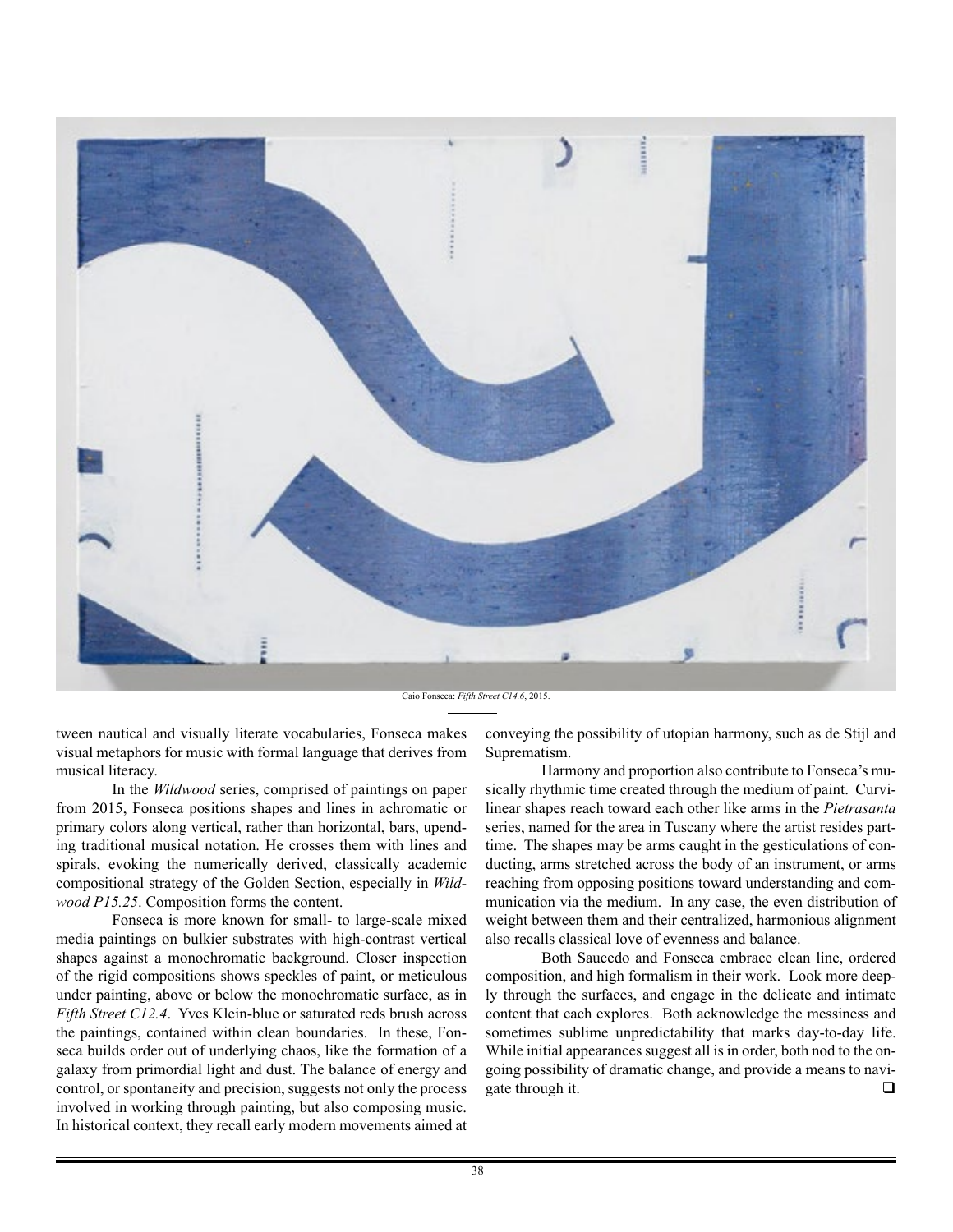Caio Fonseca: *Fifth Street C14.6*, 2015.

tween nautical and visually literate vocabularies, Fonseca makes visual metaphors for music with formal language that derives from musical literacy.

In the *Wildwood* series, comprised of paintings on paper from 2015, Fonseca positions shapes and lines in achromatic or primary colors along vertical, rather than horizontal, bars, upending traditional musical notation. He crosses them with lines and spirals, evoking the numerically derived, classically academic compositional strategy of the Golden Section, especially in *Wildwood P15.25*. Composition forms the content.

Fonseca is more known for small- to large-scale mixed media paintings on bulkier substrates with high-contrast vertical shapes against a monochromatic background. Closer inspection of the rigid compositions shows speckles of paint, or meticulous under painting, above or below the monochromatic surface, as in *Fifth Street C12.4*. Yves Klein-blue or saturated reds brush across the paintings, contained within clean boundaries. In these, Fonseca builds order out of underlying chaos, like the formation of a galaxy from primordial light and dust. The balance of energy and control, or spontaneity and precision, suggests not only the process involved in working through painting, but also composing music. In historical context, they recall early modern movements aimed at conveying the possibility of utopian harmony, such as de Stijl and Suprematism.

Harmony and proportion also contribute to Fonseca's musically rhythmic time created through the medium of paint. Curvilinear shapes reach toward each other like arms in the *Pietrasanta* series, named for the area in Tuscany where the artist resides part-time. The shapes may be arms caught in the gesticulations of conducting, arms stretched across the body of an instrument, or arms reaching from opposing positions toward understanding and communication via the medium. In any case, the even distribution of weight between them and their centralized, harmonious alignment also recalls classical love of evenness and balance.

Both Saucedo and Fonseca embrace clean line, ordered composition, and high formalism in their work. Look more deeply through the surfaces, and engage in the delicate and intimate content that each explores. Both acknowledge the messiness and sometimes sublime unpredictability that marks day-to-day life. While initial appearances suggest all is in order, both nod to the ongoing possibility of dramatic change, and provide a means to navigate through it. ❑